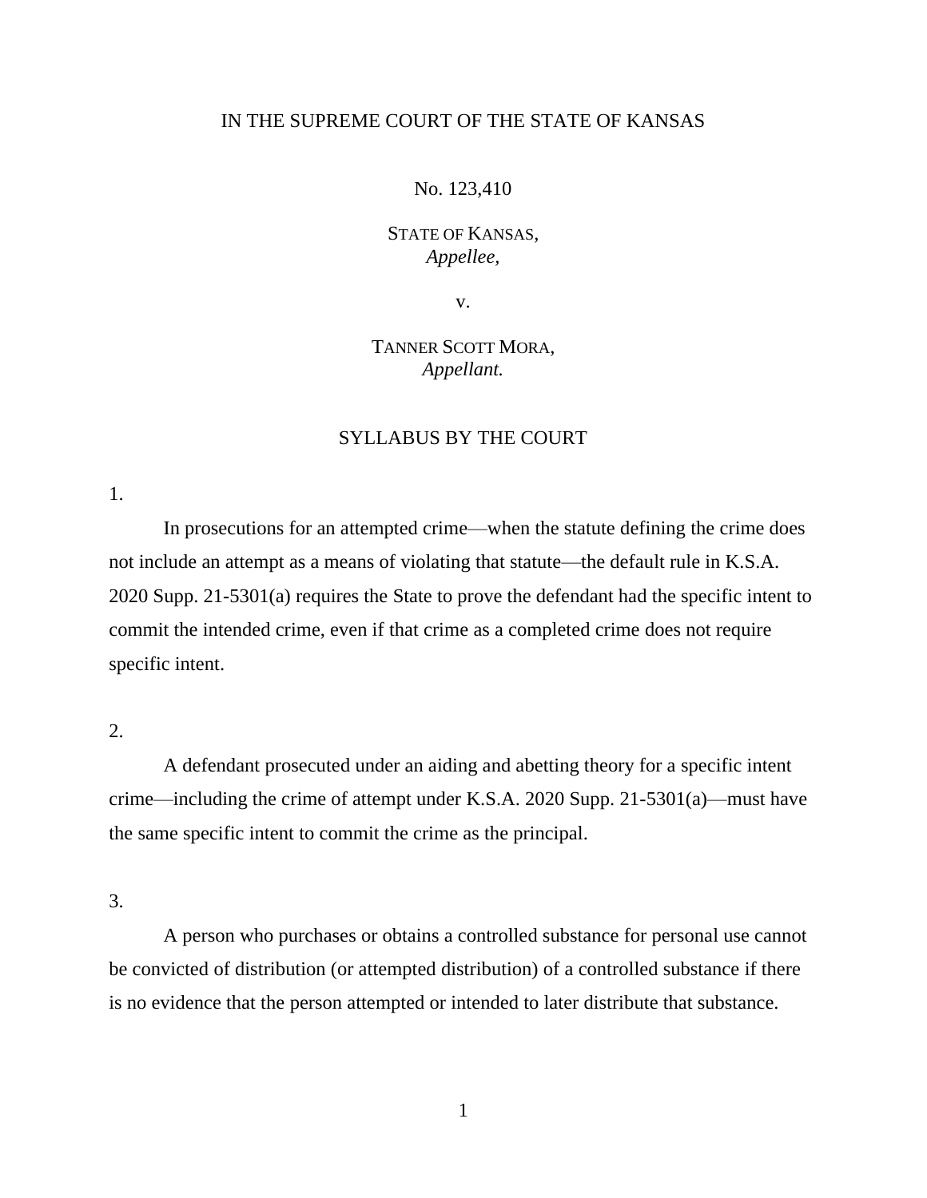IN THE SUPREME COURT OF THE STATE OF KANSAS

No. 123,410

STATE OF KANSAS,
*Appellee,*

v.

TANNER SCOTT MORA,
*Appellant.*

SYLLABUS BY THE COURT

1.

In prosecutions for an attempted crime—when the statute defining the crime does not include an attempt as a means of violating that statute—the default rule in K.S.A. 2020 Supp. 21-5301(a) requires the State to prove the defendant had the specific intent to commit the intended crime, even if that crime as a completed crime does not require specific intent.

2.

A defendant prosecuted under an aiding and abetting theory for a specific intent crime—including the crime of attempt under K.S.A. 2020 Supp. 21-5301(a)—must have the same specific intent to commit the crime as the principal.

3.

A person who purchases or obtains a controlled substance for personal use cannot be convicted of distribution (or attempted distribution) of a controlled substance if there is no evidence that the person attempted or intended to later distribute that substance.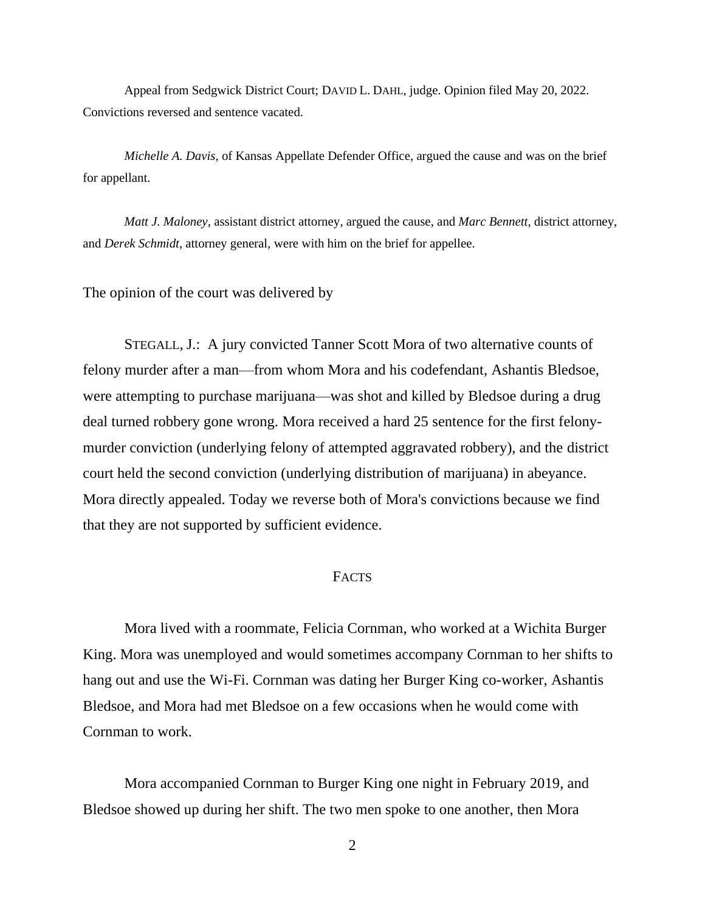Appeal from Sedgwick District Court; DAVID L. DAHL, judge. Opinion filed May 20, 2022. Convictions reversed and sentence vacated.

*Michelle A. Davis*, of Kansas Appellate Defender Office, argued the cause and was on the brief for appellant.

*Matt J. Maloney*, assistant district attorney, argued the cause, and *Marc Bennett*, district attorney, and *Derek Schmidt*, attorney general, were with him on the brief for appellee.

The opinion of the court was delivered by

STEGALL, J.: A jury convicted Tanner Scott Mora of two alternative counts of felony murder after a man—from whom Mora and his codefendant, Ashantis Bledsoe, were attempting to purchase marijuana—was shot and killed by Bledsoe during a drug deal turned robbery gone wrong. Mora received a hard 25 sentence for the first felony-murder conviction (underlying felony of attempted aggravated robbery), and the district court held the second conviction (underlying distribution of marijuana) in abeyance. Mora directly appealed. Today we reverse both of Mora's convictions because we find that they are not supported by sufficient evidence.

## FACTS

Mora lived with a roommate, Felicia Cornman, who worked at a Wichita Burger King. Mora was unemployed and would sometimes accompany Cornman to her shifts to hang out and use the Wi-Fi. Cornman was dating her Burger King co-worker, Ashantis Bledsoe, and Mora had met Bledsoe on a few occasions when he would come with Cornman to work.

Mora accompanied Cornman to Burger King one night in February 2019, and Bledsoe showed up during her shift. The two men spoke to one another, then Mora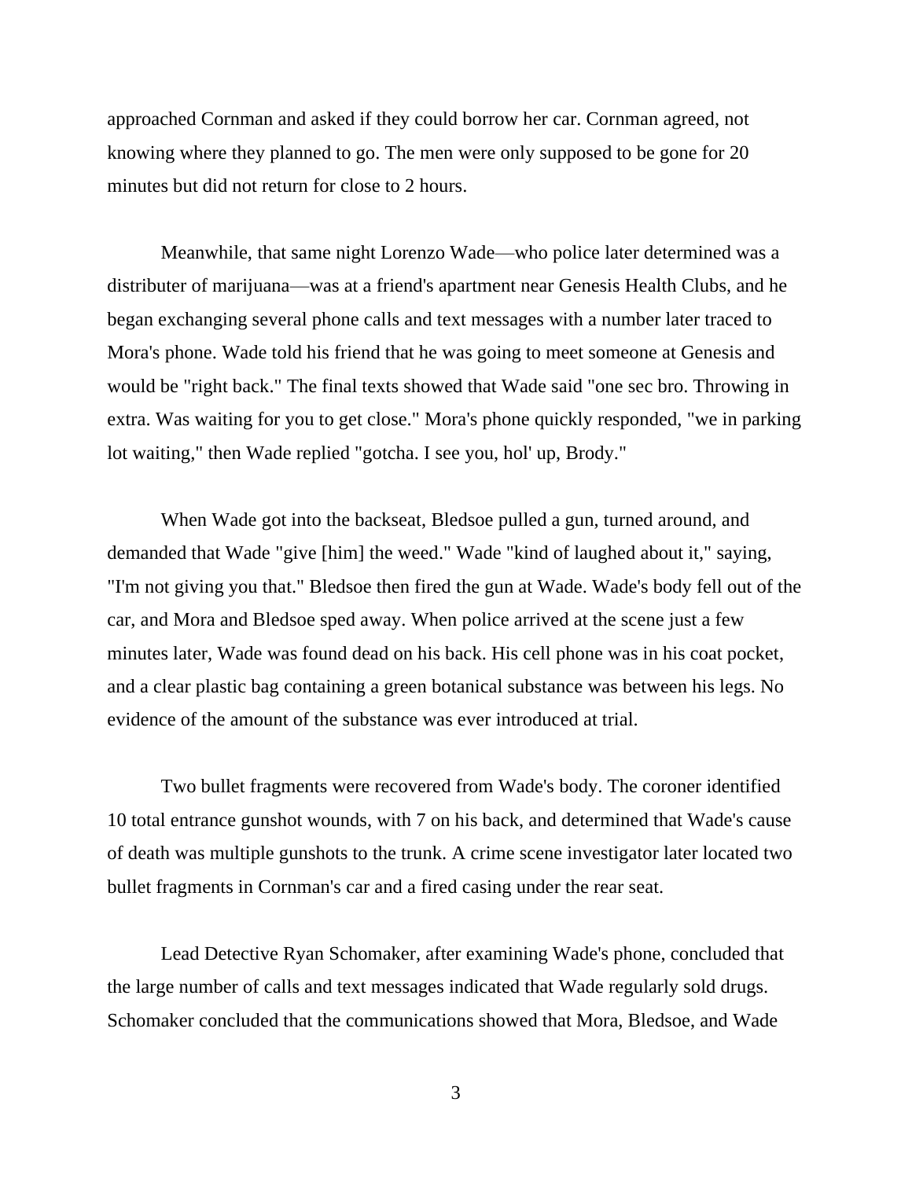approached Cornman and asked if they could borrow her car. Cornman agreed, not knowing where they planned to go. The men were only supposed to be gone for 20 minutes but did not return for close to 2 hours.

Meanwhile, that same night Lorenzo Wade—who police later determined was a distributer of marijuana—was at a friend's apartment near Genesis Health Clubs, and he began exchanging several phone calls and text messages with a number later traced to Mora's phone. Wade told his friend that he was going to meet someone at Genesis and would be "right back." The final texts showed that Wade said "one sec bro. Throwing in extra. Was waiting for you to get close." Mora's phone quickly responded, "we in parking lot waiting," then Wade replied "gotcha. I see you, hol' up, Brody."

When Wade got into the backseat, Bledsoe pulled a gun, turned around, and demanded that Wade "give [him] the weed." Wade "kind of laughed about it," saying, "I'm not giving you that." Bledsoe then fired the gun at Wade. Wade's body fell out of the car, and Mora and Bledsoe sped away. When police arrived at the scene just a few minutes later, Wade was found dead on his back. His cell phone was in his coat pocket, and a clear plastic bag containing a green botanical substance was between his legs. No evidence of the amount of the substance was ever introduced at trial.

Two bullet fragments were recovered from Wade's body. The coroner identified 10 total entrance gunshot wounds, with 7 on his back, and determined that Wade's cause of death was multiple gunshots to the trunk. A crime scene investigator later located two bullet fragments in Cornman's car and a fired casing under the rear seat.

Lead Detective Ryan Schomaker, after examining Wade's phone, concluded that the large number of calls and text messages indicated that Wade regularly sold drugs. Schomaker concluded that the communications showed that Mora, Bledsoe, and Wade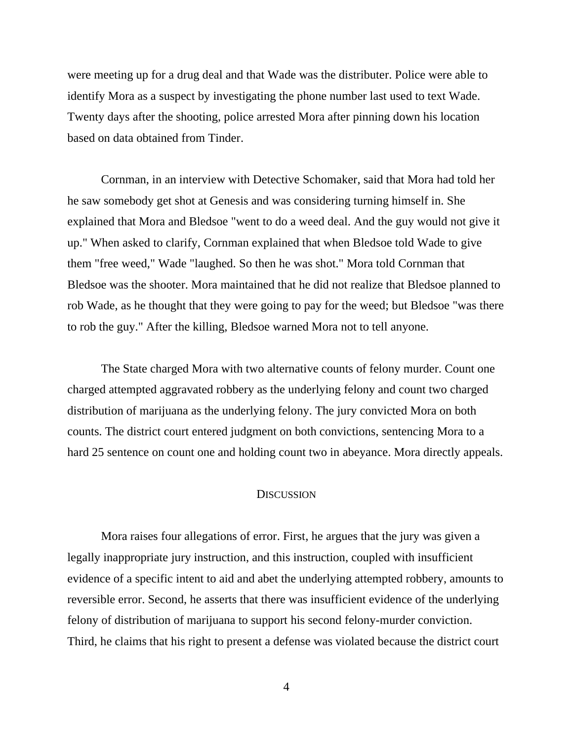were meeting up for a drug deal and that Wade was the distributer. Police were able to identify Mora as a suspect by investigating the phone number last used to text Wade. Twenty days after the shooting, police arrested Mora after pinning down his location based on data obtained from Tinder.

Cornman, in an interview with Detective Schomaker, said that Mora had told her he saw somebody get shot at Genesis and was considering turning himself in. She explained that Mora and Bledsoe "went to do a weed deal. And the guy would not give it up." When asked to clarify, Cornman explained that when Bledsoe told Wade to give them "free weed," Wade "laughed. So then he was shot." Mora told Cornman that Bledsoe was the shooter. Mora maintained that he did not realize that Bledsoe planned to rob Wade, as he thought that they were going to pay for the weed; but Bledsoe "was there to rob the guy." After the killing, Bledsoe warned Mora not to tell anyone.

The State charged Mora with two alternative counts of felony murder. Count one charged attempted aggravated robbery as the underlying felony and count two charged distribution of marijuana as the underlying felony. The jury convicted Mora on both counts. The district court entered judgment on both convictions, sentencing Mora to a hard 25 sentence on count one and holding count two in abeyance. Mora directly appeals.

## Discussion

Mora raises four allegations of error. First, he argues that the jury was given a legally inappropriate jury instruction, and this instruction, coupled with insufficient evidence of a specific intent to aid and abet the underlying attempted robbery, amounts to reversible error. Second, he asserts that there was insufficient evidence of the underlying felony of distribution of marijuana to support his second felony-murder conviction. Third, he claims that his right to present a defense was violated because the district court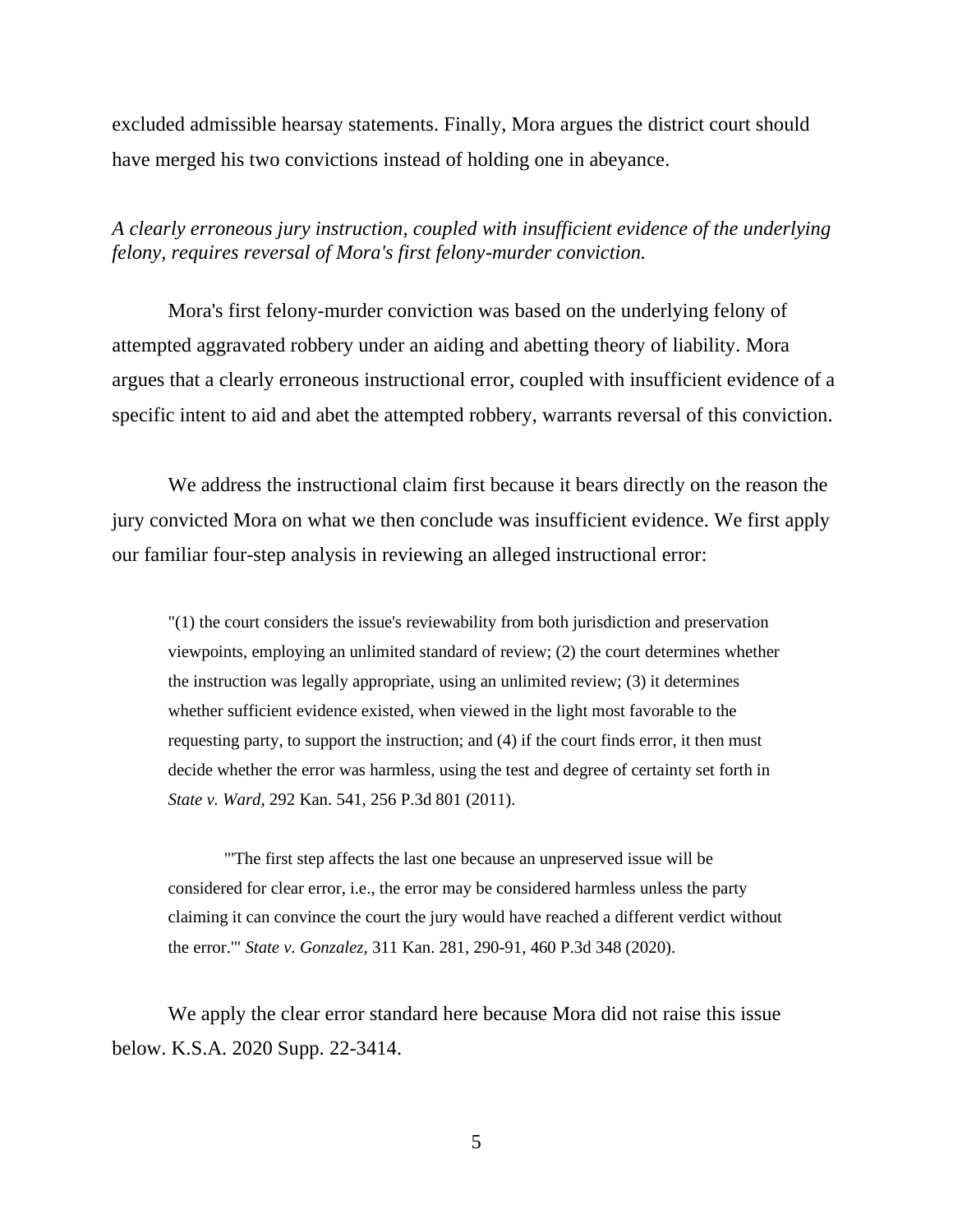excluded admissible hearsay statements. Finally, Mora argues the district court should have merged his two convictions instead of holding one in abeyance.

*A clearly erroneous jury instruction, coupled with insufficient evidence of the underlying felony, requires reversal of Mora's first felony-murder conviction.*

Mora's first felony-murder conviction was based on the underlying felony of attempted aggravated robbery under an aiding and abetting theory of liability. Mora argues that a clearly erroneous instructional error, coupled with insufficient evidence of a specific intent to aid and abet the attempted robbery, warrants reversal of this conviction.

We address the instructional claim first because it bears directly on the reason the jury convicted Mora on what we then conclude was insufficient evidence. We first apply our familiar four-step analysis in reviewing an alleged instructional error:

> "(1) the court considers the issue's reviewability from both jurisdiction and preservation viewpoints, employing an unlimited standard of review; (2) the court determines whether the instruction was legally appropriate, using an unlimited review; (3) it determines whether sufficient evidence existed, when viewed in the light most favorable to the requesting party, to support the instruction; and (4) if the court finds error, it then must decide whether the error was harmless, using the test and degree of certainty set forth in *State v. Ward*, 292 Kan. 541, 256 P.3d 801 (2011).
>
> "'The first step affects the last one because an unpreserved issue will be considered for clear error, i.e., the error may be considered harmless unless the party claiming it can convince the court the jury would have reached a different verdict without the error.'" *State v. Gonzalez*, 311 Kan. 281, 290-91, 460 P.3d 348 (2020).

We apply the clear error standard here because Mora did not raise this issue below. K.S.A. 2020 Supp. 22-3414.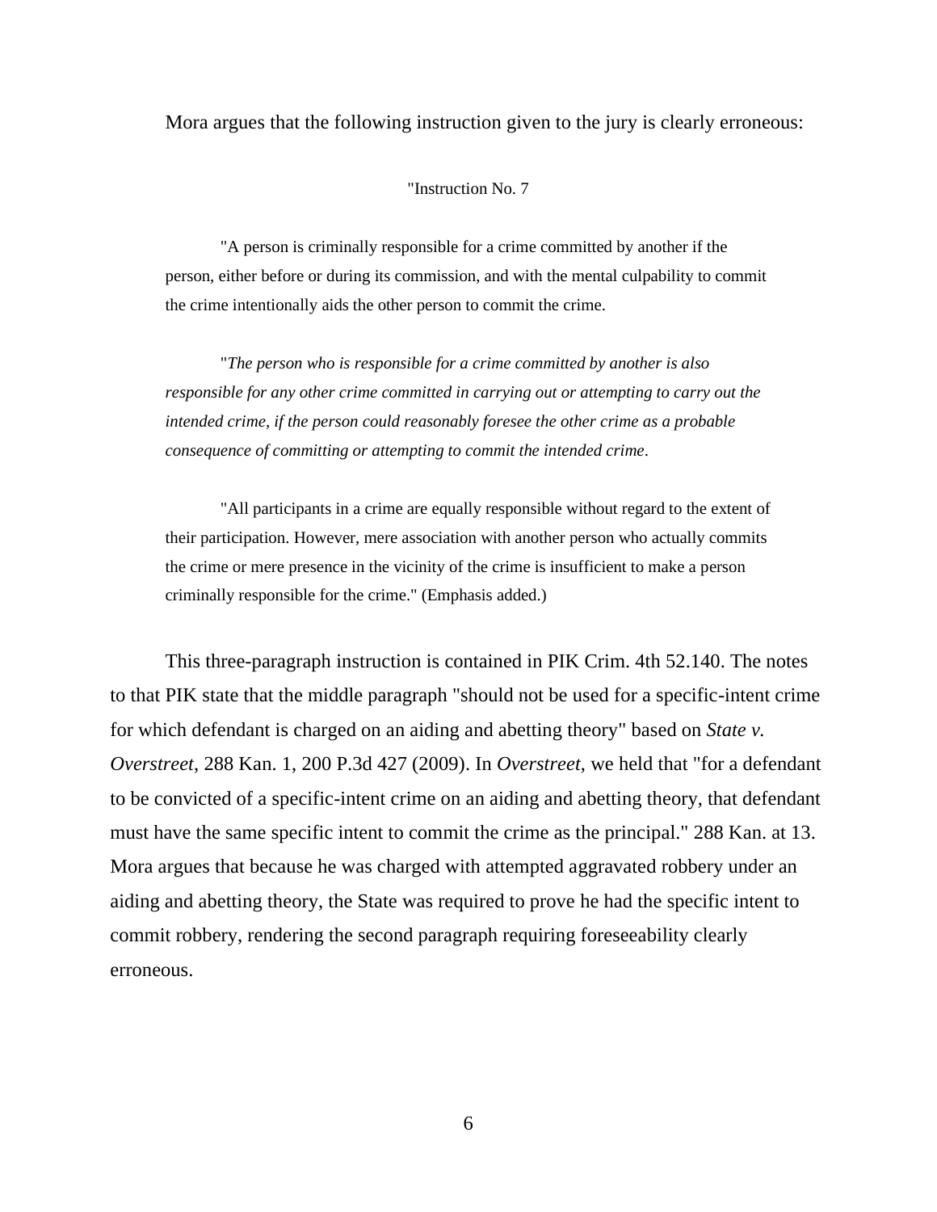Mora argues that the following instruction given to the jury is clearly erroneous:

> "Instruction No. 7
>
> "A person is criminally responsible for a crime committed by another if the person, either before or during its commission, and with the mental culpability to commit the crime intentionally aids the other person to commit the crime.
>
> "*The person who is responsible for a crime committed by another is also responsible for any other crime committed in carrying out or attempting to carry out the intended crime, if the person could reasonably foresee the other crime as a probable consequence of committing or attempting to commit the intended crime*.
>
> "All participants in a crime are equally responsible without regard to the extent of their participation. However, mere association with another person who actually commits the crime or mere presence in the vicinity of the crime is insufficient to make a person criminally responsible for the crime." (Emphasis added.)

This three-paragraph instruction is contained in PIK Crim. 4th 52.140. The notes to that PIK state that the middle paragraph "should not be used for a specific-intent crime for which defendant is charged on an aiding and abetting theory" based on *State v. Overstreet*, 288 Kan. 1, 200 P.3d 427 (2009). In *Overstreet*, we held that "for a defendant to be convicted of a specific-intent crime on an aiding and abetting theory, that defendant must have the same specific intent to commit the crime as the principal." 288 Kan. at 13. Mora argues that because he was charged with attempted aggravated robbery under an aiding and abetting theory, the State was required to prove he had the specific intent to commit robbery, rendering the second paragraph requiring foreseeability clearly erroneous.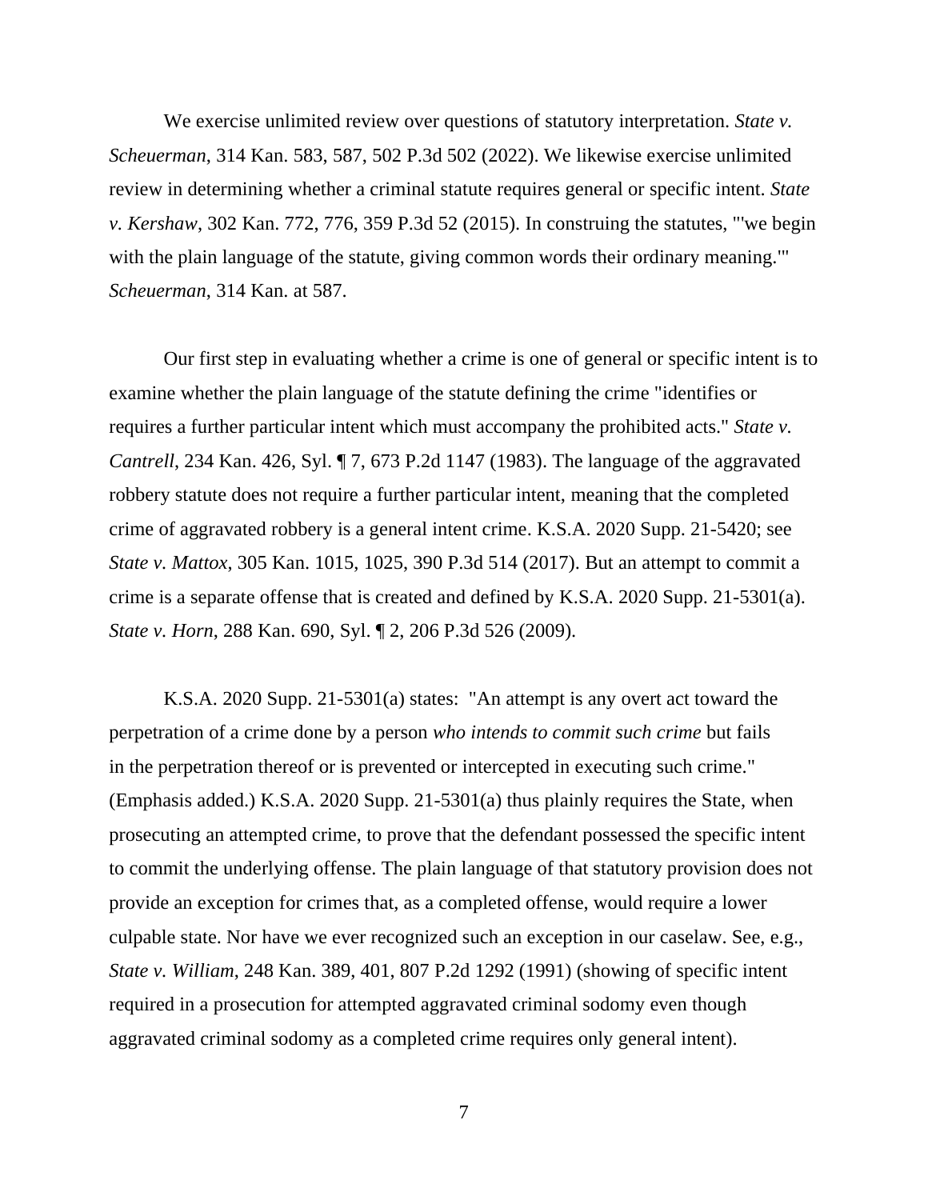We exercise unlimited review over questions of statutory interpretation. *State v. Scheuerman*, 314 Kan. 583, 587, 502 P.3d 502 (2022). We likewise exercise unlimited review in determining whether a criminal statute requires general or specific intent. *State v. Kershaw*, 302 Kan. 772, 776, 359 P.3d 52 (2015). In construing the statutes, "'we begin with the plain language of the statute, giving common words their ordinary meaning.'" *Scheuerman*, 314 Kan. at 587.

Our first step in evaluating whether a crime is one of general or specific intent is to examine whether the plain language of the statute defining the crime "identifies or requires a further particular intent which must accompany the prohibited acts." *State v. Cantrell*, 234 Kan. 426, Syl. ¶ 7, 673 P.2d 1147 (1983). The language of the aggravated robbery statute does not require a further particular intent, meaning that the completed crime of aggravated robbery is a general intent crime. K.S.A. 2020 Supp. 21-5420; see *State v. Mattox*, 305 Kan. 1015, 1025, 390 P.3d 514 (2017). But an attempt to commit a crime is a separate offense that is created and defined by K.S.A. 2020 Supp. 21-5301(a). *State v. Horn*, 288 Kan. 690, Syl. ¶ 2, 206 P.3d 526 (2009).

K.S.A. 2020 Supp. 21-5301(a) states: "An attempt is any overt act toward the perpetration of a crime done by a person *who intends to commit such crime* but fails in the perpetration thereof or is prevented or intercepted in executing such crime." (Emphasis added.) K.S.A. 2020 Supp. 21-5301(a) thus plainly requires the State, when prosecuting an attempted crime, to prove that the defendant possessed the specific intent to commit the underlying offense. The plain language of that statutory provision does not provide an exception for crimes that, as a completed offense, would require a lower culpable state. Nor have we ever recognized such an exception in our caselaw. See, e.g., *State v. William*, 248 Kan. 389, 401, 807 P.2d 1292 (1991) (showing of specific intent required in a prosecution for attempted aggravated criminal sodomy even though aggravated criminal sodomy as a completed crime requires only general intent).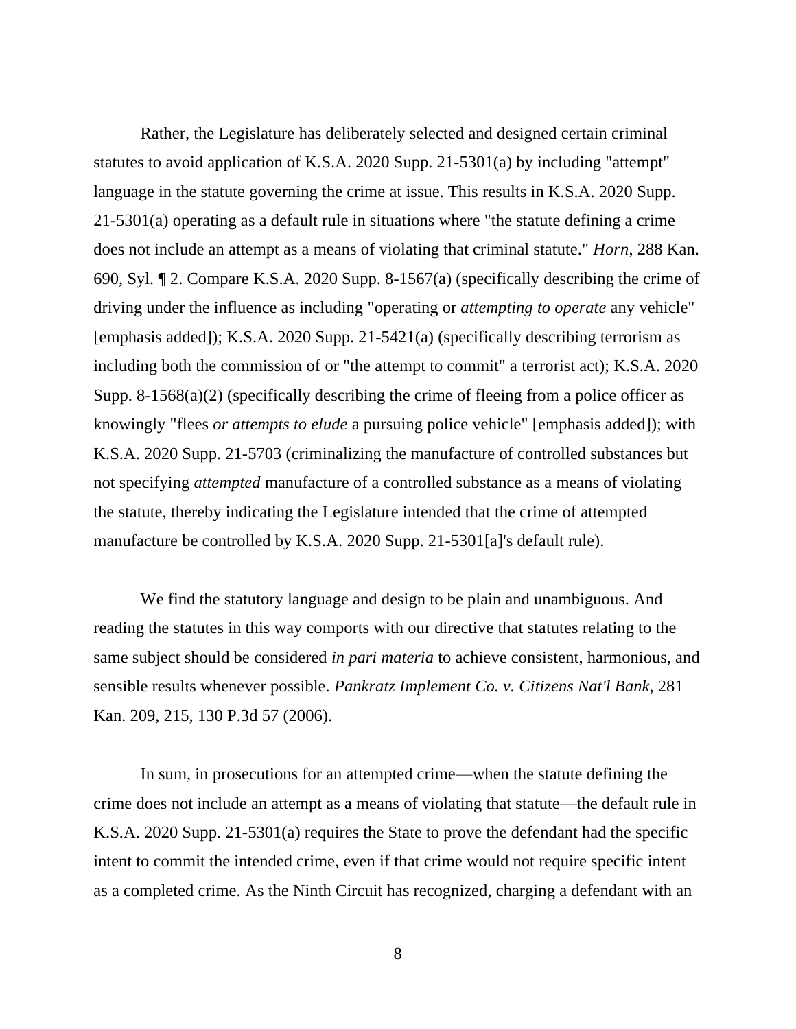Rather, the Legislature has deliberately selected and designed certain criminal statutes to avoid application of K.S.A. 2020 Supp. 21-5301(a) by including "attempt" language in the statute governing the crime at issue. This results in K.S.A. 2020 Supp. 21-5301(a) operating as a default rule in situations where "the statute defining a crime does not include an attempt as a means of violating that criminal statute." *Horn*, 288 Kan. 690, Syl. ¶ 2. Compare K.S.A. 2020 Supp. 8-1567(a) (specifically describing the crime of driving under the influence as including "operating or *attempting to operate* any vehicle" [emphasis added]); K.S.A. 2020 Supp. 21-5421(a) (specifically describing terrorism as including both the commission of or "the attempt to commit" a terrorist act); K.S.A. 2020 Supp. 8-1568(a)(2) (specifically describing the crime of fleeing from a police officer as knowingly "flees *or attempts to elude* a pursuing police vehicle" [emphasis added]); with K.S.A. 2020 Supp. 21-5703 (criminalizing the manufacture of controlled substances but not specifying *attempted* manufacture of a controlled substance as a means of violating the statute, thereby indicating the Legislature intended that the crime of attempted manufacture be controlled by K.S.A. 2020 Supp. 21-5301[a]'s default rule).

We find the statutory language and design to be plain and unambiguous. And reading the statutes in this way comports with our directive that statutes relating to the same subject should be considered *in pari materia* to achieve consistent, harmonious, and sensible results whenever possible. *Pankratz Implement Co. v. Citizens Nat'l Bank*, 281 Kan. 209, 215, 130 P.3d 57 (2006).

In sum, in prosecutions for an attempted crime—when the statute defining the crime does not include an attempt as a means of violating that statute—the default rule in K.S.A. 2020 Supp. 21-5301(a) requires the State to prove the defendant had the specific intent to commit the intended crime, even if that crime would not require specific intent as a completed crime. As the Ninth Circuit has recognized, charging a defendant with an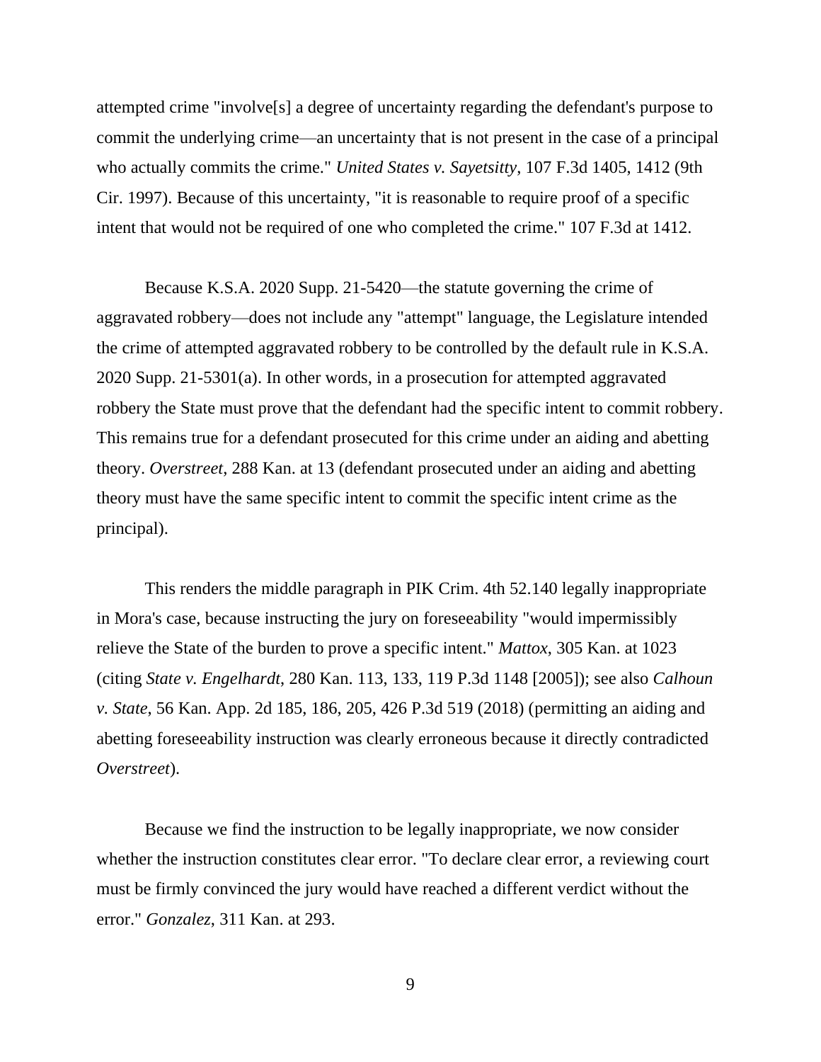attempted crime "involve[s] a degree of uncertainty regarding the defendant's purpose to commit the underlying crime—an uncertainty that is not present in the case of a principal who actually commits the crime." *United States v. Sayetsitty*, 107 F.3d 1405, 1412 (9th Cir. 1997). Because of this uncertainty, "it is reasonable to require proof of a specific intent that would not be required of one who completed the crime." 107 F.3d at 1412.

Because K.S.A. 2020 Supp. 21-5420—the statute governing the crime of aggravated robbery—does not include any "attempt" language, the Legislature intended the crime of attempted aggravated robbery to be controlled by the default rule in K.S.A. 2020 Supp. 21-5301(a). In other words, in a prosecution for attempted aggravated robbery the State must prove that the defendant had the specific intent to commit robbery. This remains true for a defendant prosecuted for this crime under an aiding and abetting theory. *Overstreet*, 288 Kan. at 13 (defendant prosecuted under an aiding and abetting theory must have the same specific intent to commit the specific intent crime as the principal).

This renders the middle paragraph in PIK Crim. 4th 52.140 legally inappropriate in Mora's case, because instructing the jury on foreseeability "would impermissibly relieve the State of the burden to prove a specific intent." *Mattox*, 305 Kan. at 1023 (citing *State v. Engelhardt*, 280 Kan. 113, 133, 119 P.3d 1148 [2005]); see also *Calhoun v. State*, 56 Kan. App. 2d 185, 186, 205, 426 P.3d 519 (2018) (permitting an aiding and abetting foreseeability instruction was clearly erroneous because it directly contradicted *Overstreet*).

Because we find the instruction to be legally inappropriate, we now consider whether the instruction constitutes clear error. "To declare clear error, a reviewing court must be firmly convinced the jury would have reached a different verdict without the error." *Gonzalez*, 311 Kan. at 293.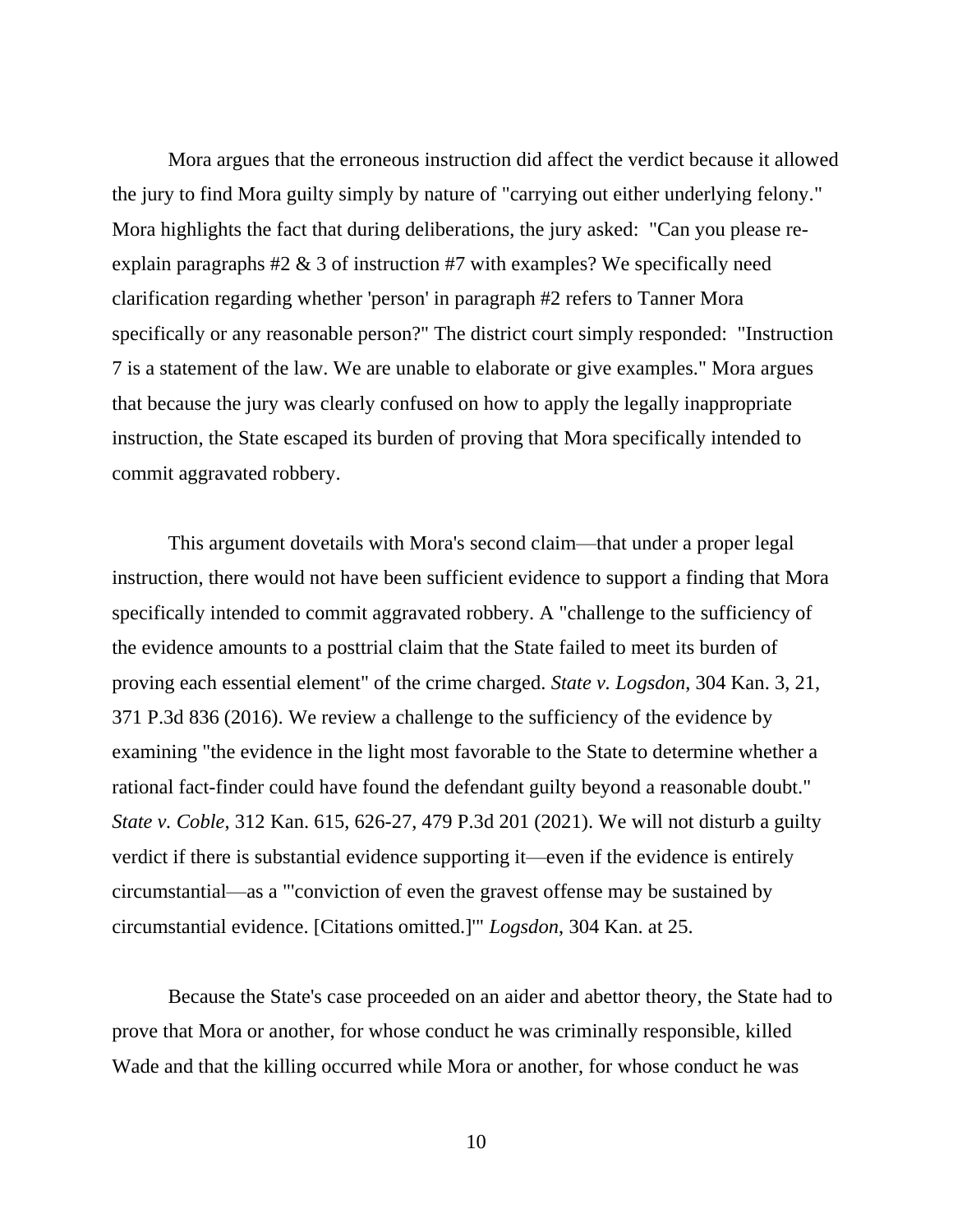Mora argues that the erroneous instruction did affect the verdict because it allowed the jury to find Mora guilty simply by nature of "carrying out either underlying felony." Mora highlights the fact that during deliberations, the jury asked: "Can you please re-explain paragraphs #2 & 3 of instruction #7 with examples? We specifically need clarification regarding whether 'person' in paragraph #2 refers to Tanner Mora specifically or any reasonable person?" The district court simply responded: "Instruction 7 is a statement of the law. We are unable to elaborate or give examples." Mora argues that because the jury was clearly confused on how to apply the legally inappropriate instruction, the State escaped its burden of proving that Mora specifically intended to commit aggravated robbery.

This argument dovetails with Mora's second claim—that under a proper legal instruction, there would not have been sufficient evidence to support a finding that Mora specifically intended to commit aggravated robbery. A "challenge to the sufficiency of the evidence amounts to a posttrial claim that the State failed to meet its burden of proving each essential element" of the crime charged. *State v. Logsdon*, 304 Kan. 3, 21, 371 P.3d 836 (2016). We review a challenge to the sufficiency of the evidence by examining "the evidence in the light most favorable to the State to determine whether a rational fact-finder could have found the defendant guilty beyond a reasonable doubt." *State v. Coble*, 312 Kan. 615, 626-27, 479 P.3d 201 (2021). We will not disturb a guilty verdict if there is substantial evidence supporting it—even if the evidence is entirely circumstantial—as a "'conviction of even the gravest offense may be sustained by circumstantial evidence. [Citations omitted.]'" *Logsdon*, 304 Kan. at 25.

Because the State's case proceeded on an aider and abettor theory, the State had to prove that Mora or another, for whose conduct he was criminally responsible, killed Wade and that the killing occurred while Mora or another, for whose conduct he was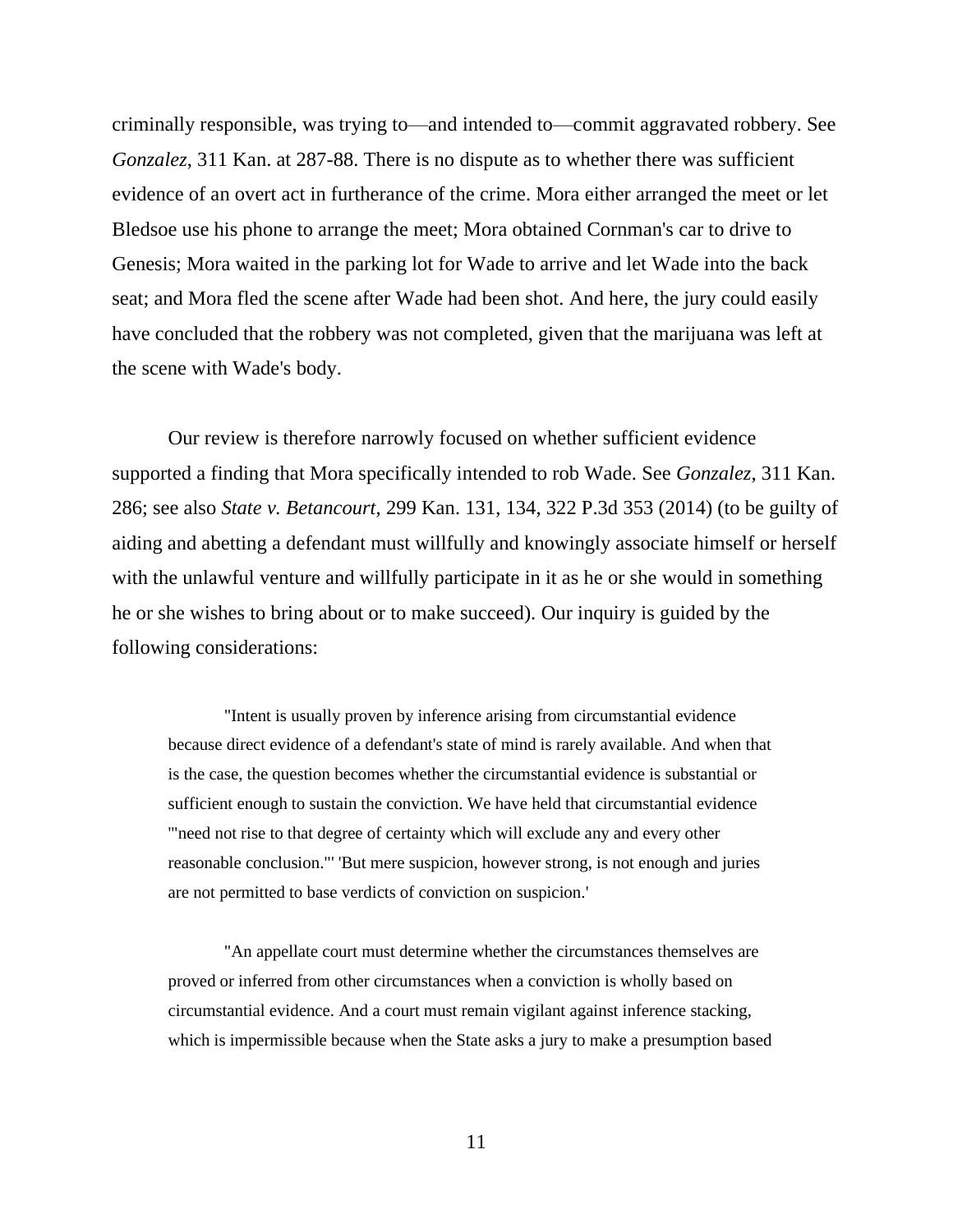criminally responsible, was trying to—and intended to—commit aggravated robbery. See *Gonzalez*, 311 Kan. at 287-88. There is no dispute as to whether there was sufficient evidence of an overt act in furtherance of the crime. Mora either arranged the meet or let Bledsoe use his phone to arrange the meet; Mora obtained Cornman's car to drive to Genesis; Mora waited in the parking lot for Wade to arrive and let Wade into the back seat; and Mora fled the scene after Wade had been shot. And here, the jury could easily have concluded that the robbery was not completed, given that the marijuana was left at the scene with Wade's body.

Our review is therefore narrowly focused on whether sufficient evidence supported a finding that Mora specifically intended to rob Wade. See *Gonzalez*, 311 Kan. 286; see also *State v. Betancourt*, 299 Kan. 131, 134, 322 P.3d 353 (2014) (to be guilty of aiding and abetting a defendant must willfully and knowingly associate himself or herself with the unlawful venture and willfully participate in it as he or she would in something he or she wishes to bring about or to make succeed). Our inquiry is guided by the following considerations:

> "Intent is usually proven by inference arising from circumstantial evidence because direct evidence of a defendant's state of mind is rarely available. And when that is the case, the question becomes whether the circumstantial evidence is substantial or sufficient enough to sustain the conviction. We have held that circumstantial evidence '"need not rise to that degree of certainty which will exclude any and every other reasonable conclusion."' 'But mere suspicion, however strong, is not enough and juries are not permitted to base verdicts of conviction on suspicion.'
>
> "An appellate court must determine whether the circumstances themselves are proved or inferred from other circumstances when a conviction is wholly based on circumstantial evidence. And a court must remain vigilant against inference stacking, which is impermissible because when the State asks a jury to make a presumption based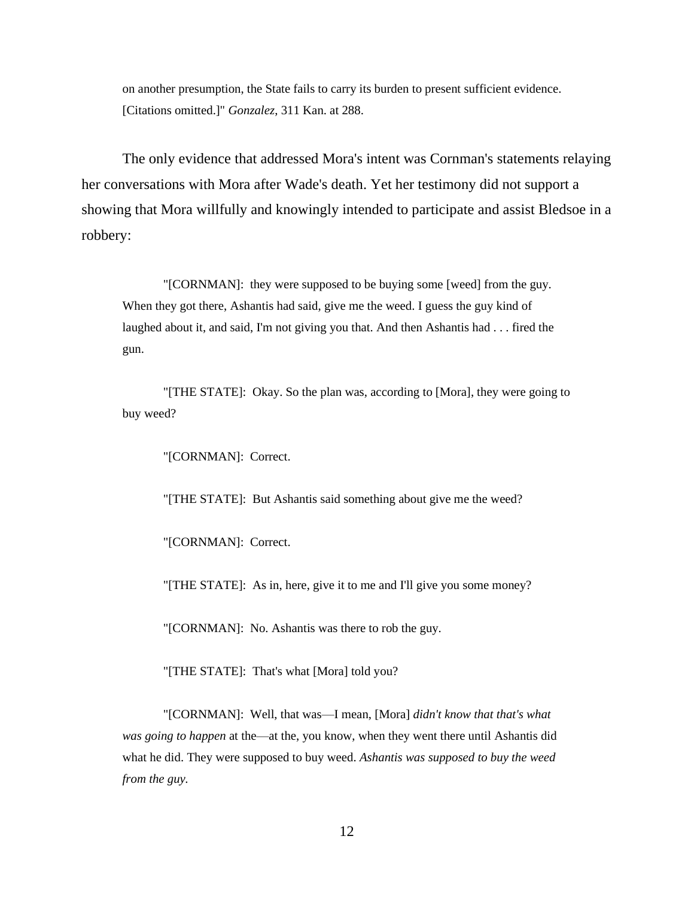on another presumption, the State fails to carry its burden to present sufficient evidence. [Citations omitted.]" *Gonzalez*, 311 Kan. at 288.

The only evidence that addressed Mora's intent was Cornman's statements relaying her conversations with Mora after Wade's death. Yet her testimony did not support a showing that Mora willfully and knowingly intended to participate and assist Bledsoe in a robbery:

> "[CORNMAN]: they were supposed to be buying some [weed] from the guy. When they got there, Ashantis had said, give me the weed. I guess the guy kind of laughed about it, and said, I'm not giving you that. And then Ashantis had . . . fired the gun.
>
> "[THE STATE]: Okay. So the plan was, according to [Mora], they were going to buy weed?
>
> "[CORNMAN]: Correct.
>
> "[THE STATE]: But Ashantis said something about give me the weed?
>
> "[CORNMAN]: Correct.
>
> "[THE STATE]: As in, here, give it to me and I'll give you some money?
>
> "[CORNMAN]: No. Ashantis was there to rob the guy.
>
> "[THE STATE]: That's what [Mora] told you?
>
> "[CORNMAN]: Well, that was—I mean, [Mora] *didn't know that that's what was going to happen* at the—at the, you know, when they went there until Ashantis did what he did. They were supposed to buy weed. *Ashantis was supposed to buy the weed from the guy.*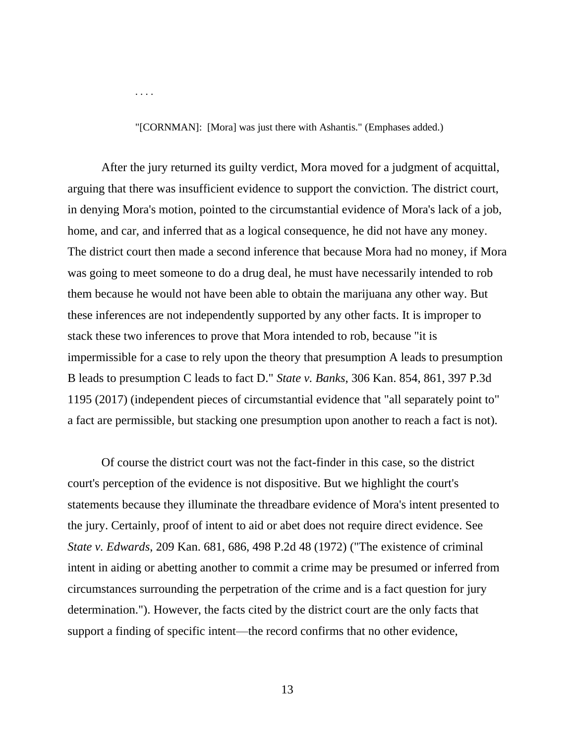. . . .

"[CORNMAN]: [Mora] was just there with Ashantis." (Emphases added.)

After the jury returned its guilty verdict, Mora moved for a judgment of acquittal, arguing that there was insufficient evidence to support the conviction. The district court, in denying Mora's motion, pointed to the circumstantial evidence of Mora's lack of a job, home, and car, and inferred that as a logical consequence, he did not have any money. The district court then made a second inference that because Mora had no money, if Mora was going to meet someone to do a drug deal, he must have necessarily intended to rob them because he would not have been able to obtain the marijuana any other way. But these inferences are not independently supported by any other facts. It is improper to stack these two inferences to prove that Mora intended to rob, because "it is impermissible for a case to rely upon the theory that presumption A leads to presumption B leads to presumption C leads to fact D." *State v. Banks*, 306 Kan. 854, 861, 397 P.3d 1195 (2017) (independent pieces of circumstantial evidence that "all separately point to" a fact are permissible, but stacking one presumption upon another to reach a fact is not).

Of course the district court was not the fact-finder in this case, so the district court's perception of the evidence is not dispositive. But we highlight the court's statements because they illuminate the threadbare evidence of Mora's intent presented to the jury. Certainly, proof of intent to aid or abet does not require direct evidence. See *State v. Edwards*, 209 Kan. 681, 686, 498 P.2d 48 (1972) ("The existence of criminal intent in aiding or abetting another to commit a crime may be presumed or inferred from circumstances surrounding the perpetration of the crime and is a fact question for jury determination."). However, the facts cited by the district court are the only facts that support a finding of specific intent—the record confirms that no other evidence,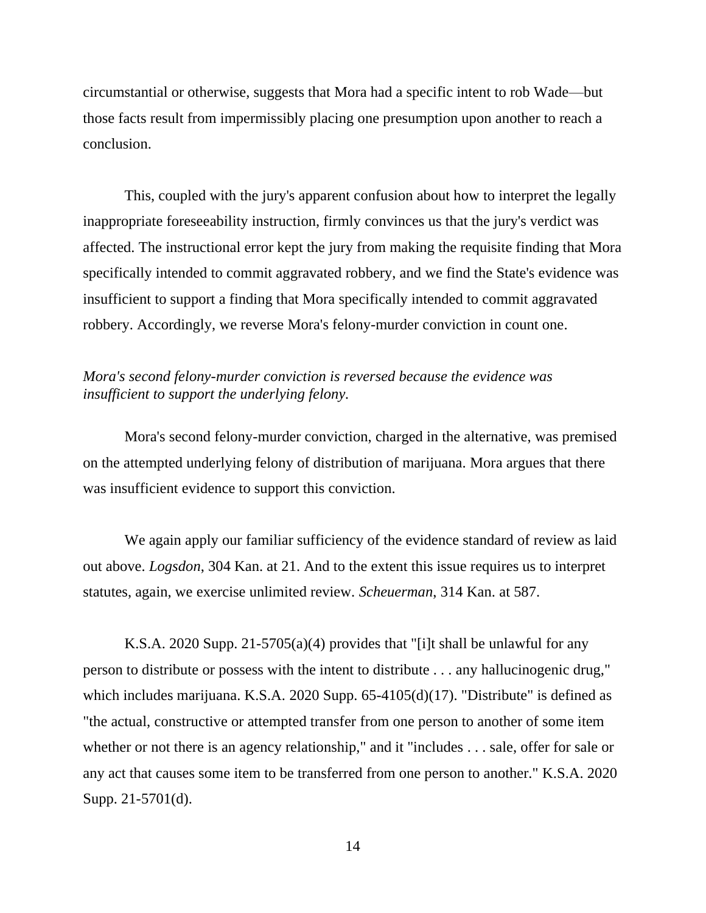circumstantial or otherwise, suggests that Mora had a specific intent to rob Wade—but those facts result from impermissibly placing one presumption upon another to reach a conclusion.

This, coupled with the jury's apparent confusion about how to interpret the legally inappropriate foreseeability instruction, firmly convinces us that the jury's verdict was affected. The instructional error kept the jury from making the requisite finding that Mora specifically intended to commit aggravated robbery, and we find the State's evidence was insufficient to support a finding that Mora specifically intended to commit aggravated robbery. Accordingly, we reverse Mora's felony-murder conviction in count one.

*Mora's second felony-murder conviction is reversed because the evidence was insufficient to support the underlying felony.*

Mora's second felony-murder conviction, charged in the alternative, was premised on the attempted underlying felony of distribution of marijuana. Mora argues that there was insufficient evidence to support this conviction.

We again apply our familiar sufficiency of the evidence standard of review as laid out above. *Logsdon*, 304 Kan. at 21. And to the extent this issue requires us to interpret statutes, again, we exercise unlimited review. *Scheuerman*, 314 Kan. at 587.

K.S.A. 2020 Supp. 21-5705(a)(4) provides that "[i]t shall be unlawful for any person to distribute or possess with the intent to distribute . . . any hallucinogenic drug," which includes marijuana. K.S.A. 2020 Supp. 65-4105(d)(17). "Distribute" is defined as "the actual, constructive or attempted transfer from one person to another of some item whether or not there is an agency relationship," and it "includes . . . sale, offer for sale or any act that causes some item to be transferred from one person to another." K.S.A. 2020 Supp. 21-5701(d).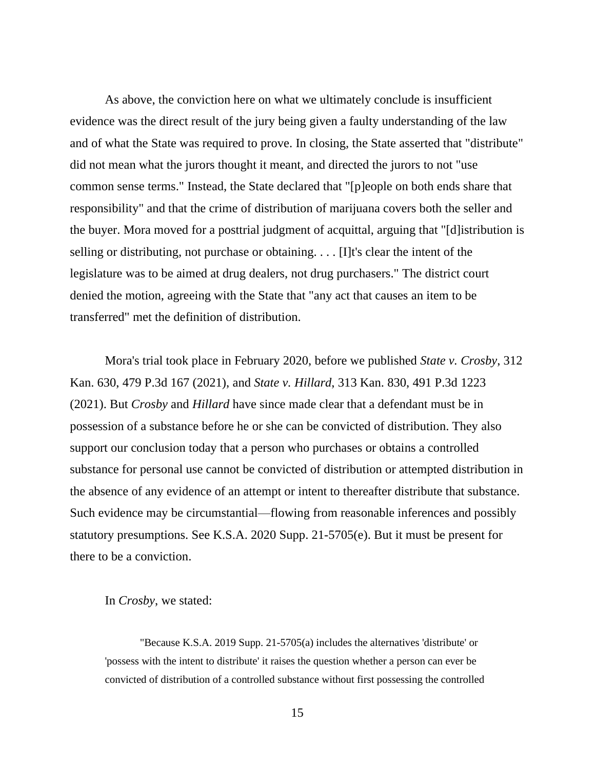As above, the conviction here on what we ultimately conclude is insufficient evidence was the direct result of the jury being given a faulty understanding of the law and of what the State was required to prove. In closing, the State asserted that "distribute" did not mean what the jurors thought it meant, and directed the jurors to not "use common sense terms." Instead, the State declared that "[p]eople on both ends share that responsibility" and that the crime of distribution of marijuana covers both the seller and the buyer. Mora moved for a posttrial judgment of acquittal, arguing that "[d]istribution is selling or distributing, not purchase or obtaining. . . . [I]t's clear the intent of the legislature was to be aimed at drug dealers, not drug purchasers." The district court denied the motion, agreeing with the State that "any act that causes an item to be transferred" met the definition of distribution.

Mora's trial took place in February 2020, before we published *State v. Crosby*, 312 Kan. 630, 479 P.3d 167 (2021), and *State v. Hillard*, 313 Kan. 830, 491 P.3d 1223 (2021). But *Crosby* and *Hillard* have since made clear that a defendant must be in possession of a substance before he or she can be convicted of distribution. They also support our conclusion today that a person who purchases or obtains a controlled substance for personal use cannot be convicted of distribution or attempted distribution in the absence of any evidence of an attempt or intent to thereafter distribute that substance. Such evidence may be circumstantial—flowing from reasonable inferences and possibly statutory presumptions. See K.S.A. 2020 Supp. 21-5705(e). But it must be present for there to be a conviction.

In *Crosby*, we stated:

> "Because K.S.A. 2019 Supp. 21-5705(a) includes the alternatives 'distribute' or 'possess with the intent to distribute' it raises the question whether a person can ever be convicted of distribution of a controlled substance without first possessing the controlled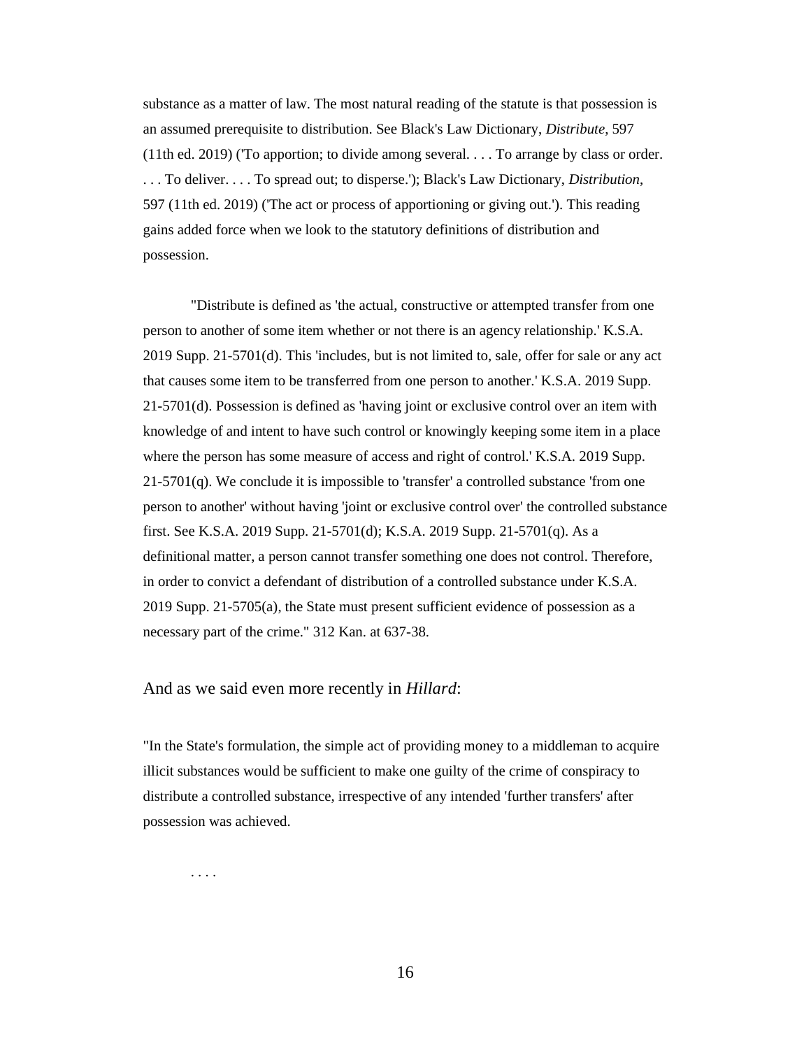substance as a matter of law. The most natural reading of the statute is that possession is an assumed prerequisite to distribution. See Black's Law Dictionary, *Distribute*, 597 (11th ed. 2019) ('To apportion; to divide among several. . . . To arrange by class or order. . . . To deliver. . . . To spread out; to disperse.'); Black's Law Dictionary, *Distribution*, 597 (11th ed. 2019) ('The act or process of apportioning or giving out.'). This reading gains added force when we look to the statutory definitions of distribution and possession.

"Distribute is defined as 'the actual, constructive or attempted transfer from one person to another of some item whether or not there is an agency relationship.' K.S.A. 2019 Supp. 21-5701(d). This 'includes, but is not limited to, sale, offer for sale or any act that causes some item to be transferred from one person to another.' K.S.A. 2019 Supp. 21-5701(d). Possession is defined as 'having joint or exclusive control over an item with knowledge of and intent to have such control or knowingly keeping some item in a place where the person has some measure of access and right of control.' K.S.A. 2019 Supp. 21-5701(q). We conclude it is impossible to 'transfer' a controlled substance 'from one person to another' without having 'joint or exclusive control over' the controlled substance first. See K.S.A. 2019 Supp. 21-5701(d); K.S.A. 2019 Supp. 21-5701(q). As a definitional matter, a person cannot transfer something one does not control. Therefore, in order to convict a defendant of distribution of a controlled substance under K.S.A. 2019 Supp. 21-5705(a), the State must present sufficient evidence of possession as a necessary part of the crime." 312 Kan. at 637-38.

And as we said even more recently in *Hillard*:

"In the State's formulation, the simple act of providing money to a middleman to acquire illicit substances would be sufficient to make one guilty of the crime of conspiracy to distribute a controlled substance, irrespective of any intended 'further transfers' after possession was achieved.

. . . .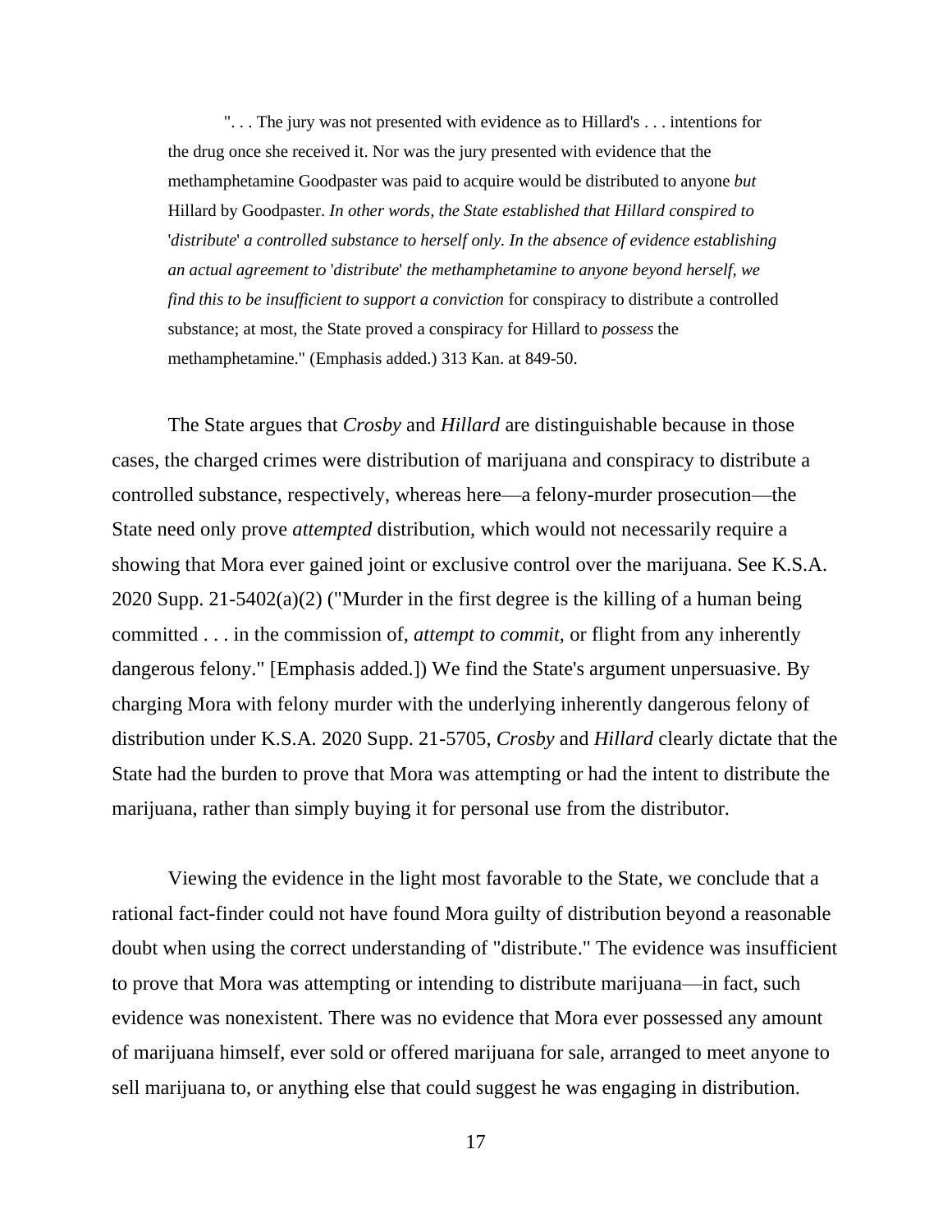> ". . . The jury was not presented with evidence as to Hillard's . . . intentions for the drug once she received it. Nor was the jury presented with evidence that the methamphetamine Goodpaster was paid to acquire would be distributed to anyone *but* Hillard by Goodpaster. *In other words, the State established that Hillard conspired to 'distribute' a controlled substance to herself only. In the absence of evidence establishing an actual agreement to 'distribute' the methamphetamine to anyone beyond herself, we find this to be insufficient to support a conviction* for conspiracy to distribute a controlled substance; at most, the State proved a conspiracy for Hillard to *possess* the methamphetamine." (Emphasis added.) 313 Kan. at 849-50.

The State argues that *Crosby* and *Hillard* are distinguishable because in those cases, the charged crimes were distribution of marijuana and conspiracy to distribute a controlled substance, respectively, whereas here—a felony-murder prosecution—the State need only prove *attempted* distribution, which would not necessarily require a showing that Mora ever gained joint or exclusive control over the marijuana. See K.S.A. 2020 Supp. 21-5402(a)(2) ("Murder in the first degree is the killing of a human being committed . . . in the commission of, *attempt to commit*, or flight from any inherently dangerous felony." [Emphasis added.]) We find the State's argument unpersuasive. By charging Mora with felony murder with the underlying inherently dangerous felony of distribution under K.S.A. 2020 Supp. 21-5705, *Crosby* and *Hillard* clearly dictate that the State had the burden to prove that Mora was attempting or had the intent to distribute the marijuana, rather than simply buying it for personal use from the distributor.

Viewing the evidence in the light most favorable to the State, we conclude that a rational fact-finder could not have found Mora guilty of distribution beyond a reasonable doubt when using the correct understanding of "distribute." The evidence was insufficient to prove that Mora was attempting or intending to distribute marijuana—in fact, such evidence was nonexistent. There was no evidence that Mora ever possessed any amount of marijuana himself, ever sold or offered marijuana for sale, arranged to meet anyone to sell marijuana to, or anything else that could suggest he was engaging in distribution.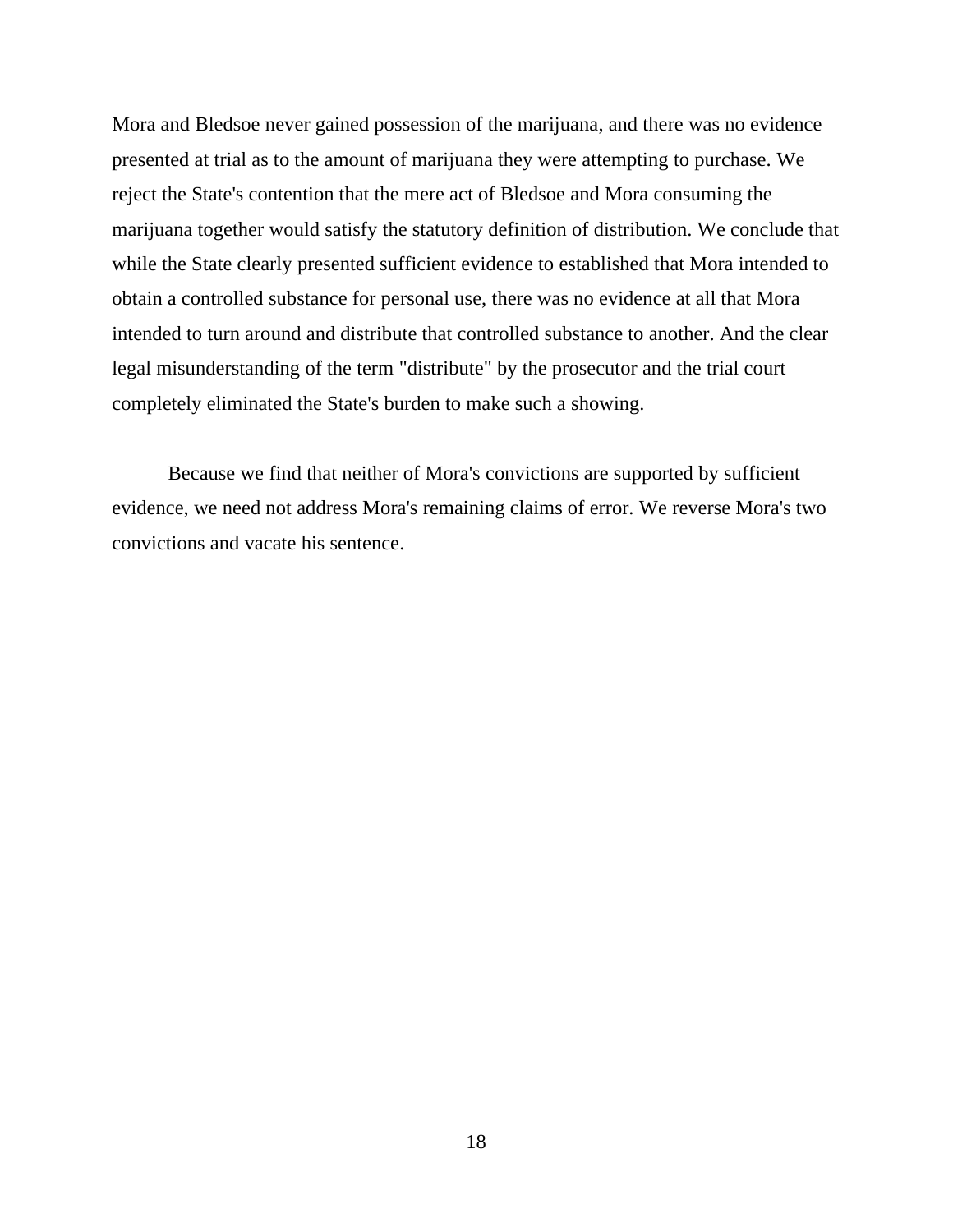Mora and Bledsoe never gained possession of the marijuana, and there was no evidence presented at trial as to the amount of marijuana they were attempting to purchase. We reject the State's contention that the mere act of Bledsoe and Mora consuming the marijuana together would satisfy the statutory definition of distribution. We conclude that while the State clearly presented sufficient evidence to established that Mora intended to obtain a controlled substance for personal use, there was no evidence at all that Mora intended to turn around and distribute that controlled substance to another. And the clear legal misunderstanding of the term "distribute" by the prosecutor and the trial court completely eliminated the State's burden to make such a showing.

Because we find that neither of Mora's convictions are supported by sufficient evidence, we need not address Mora's remaining claims of error. We reverse Mora's two convictions and vacate his sentence.